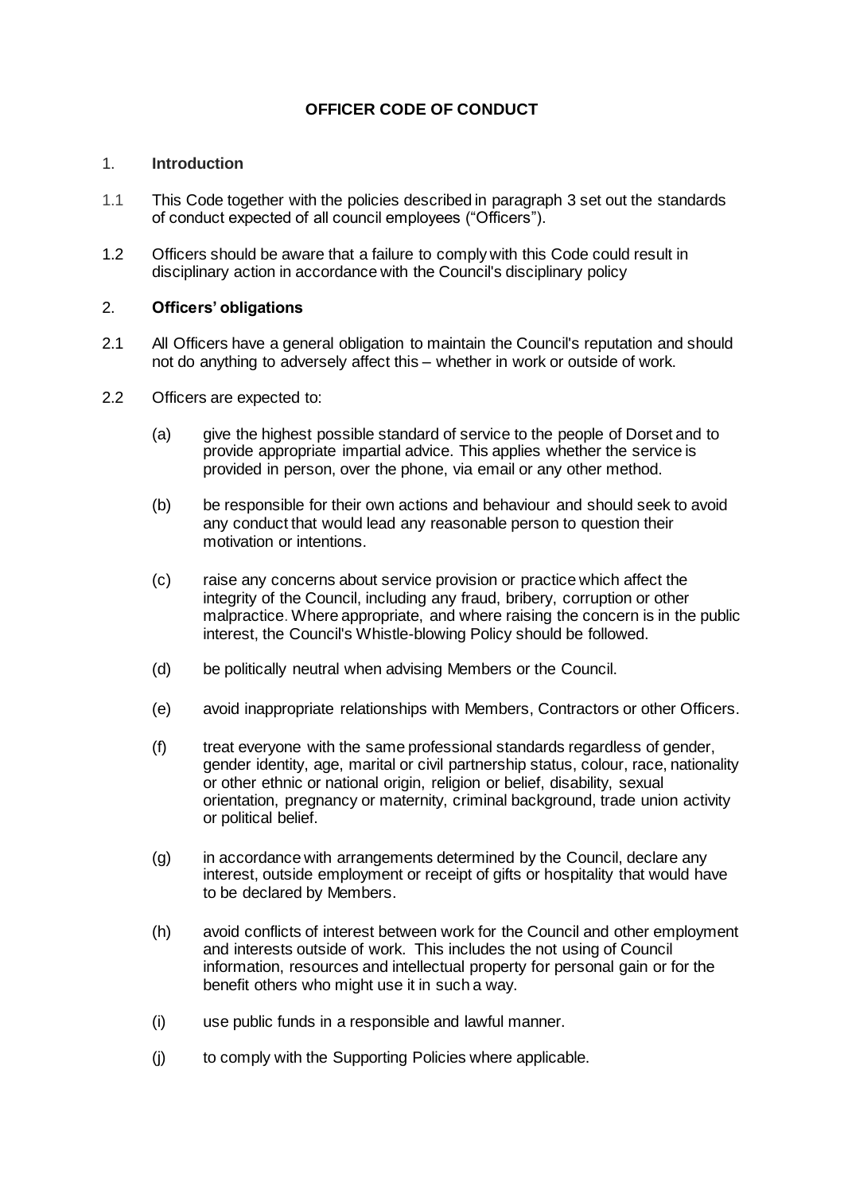# OFFICER CODE OF CONDUCT

## 1. Introduction

1.1 This Code together with the policies described in paragraph 3 set out the standards of conduct expected of all council employees ("Officers").

1.2 Officers should be aware that a failure to comply with this Code could result in disciplinary action in accordance with the Council's disciplinary policy

## 2. Officers' obligations

2.1 All Officers have a general obligation to maintain the Council's reputation and should not do anything to adversely affect this – whether in work or outside of work.

2.2 Officers are expected to:

(a) give the highest possible standard of service to the people of Dorset and to provide appropriate impartial advice. This applies whether the service is provided in person, over the phone, via email or any other method.

(b) be responsible for their own actions and behaviour and should seek to avoid any conduct that would lead any reasonable person to question their motivation or intentions.

(c) raise any concerns about service provision or practice which affect the integrity of the Council, including any fraud, bribery, corruption or other malpractice. Where appropriate, and where raising the concern is in the public interest, the Council's Whistle-blowing Policy should be followed.

(d) be politically neutral when advising Members or the Council.

(e) avoid inappropriate relationships with Members, Contractors or other Officers.

(f) treat everyone with the same professional standards regardless of gender, gender identity, age, marital or civil partnership status, colour, race, nationality or other ethnic or national origin, religion or belief, disability, sexual orientation, pregnancy or maternity, criminal background, trade union activity or political belief.

(g) in accordance with arrangements determined by the Council, declare any interest, outside employment or receipt of gifts or hospitality that would have to be declared by Members.

(h) avoid conflicts of interest between work for the Council and other employment and interests outside of work. This includes the not using of Council information, resources and intellectual property for personal gain or for the benefit others who might use it in such a way.

(i) use public funds in a responsible and lawful manner.

(j) to comply with the Supporting Policies where applicable.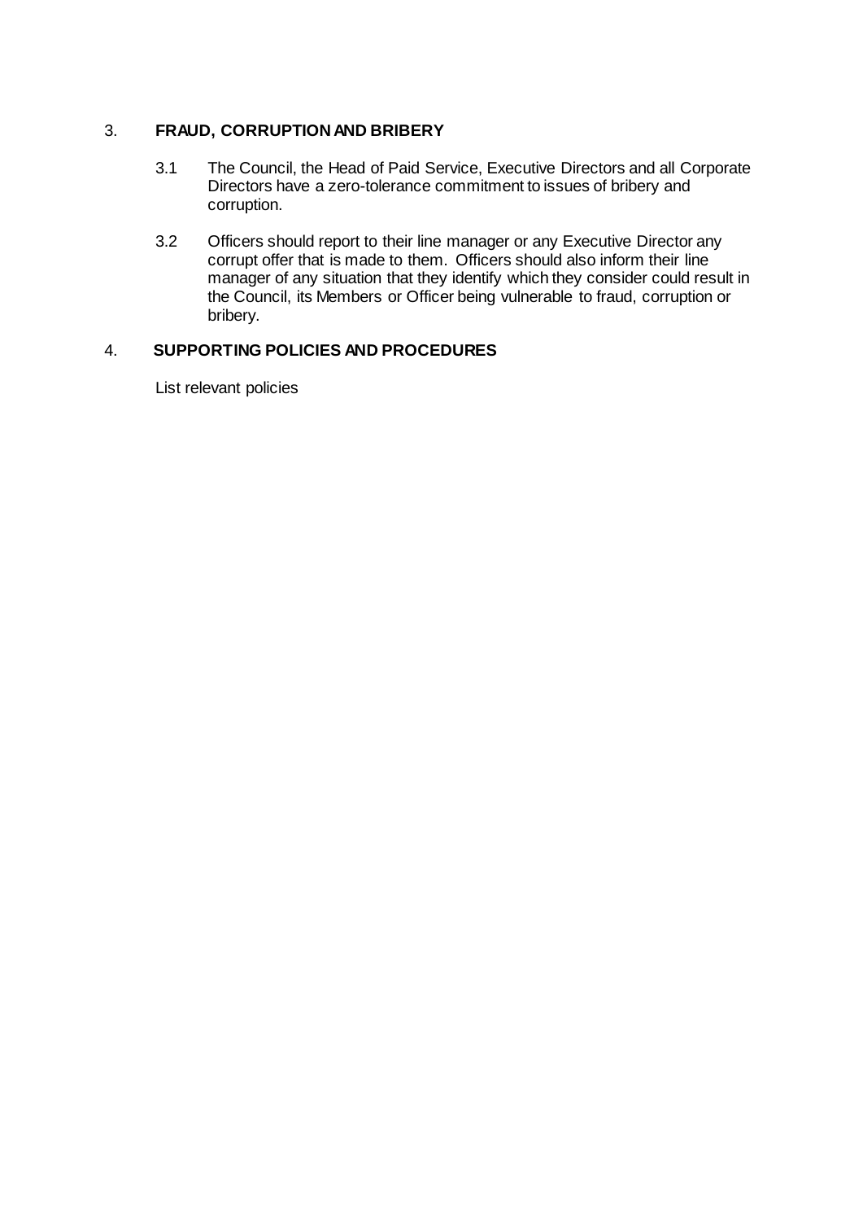## 3. FRAUD, CORRUPTION AND BRIBERY

3.1 The Council, the Head of Paid Service, Executive Directors and all Corporate Directors have a zero-tolerance commitment to issues of bribery and corruption.

3.2 Officers should report to their line manager or any Executive Director any corrupt offer that is made to them. Officers should also inform their line manager of any situation that they identify which they consider could result in the Council, its Members or Officer being vulnerable to fraud, corruption or bribery.

## 4. SUPPORTING POLICIES AND PROCEDURES

List relevant policies